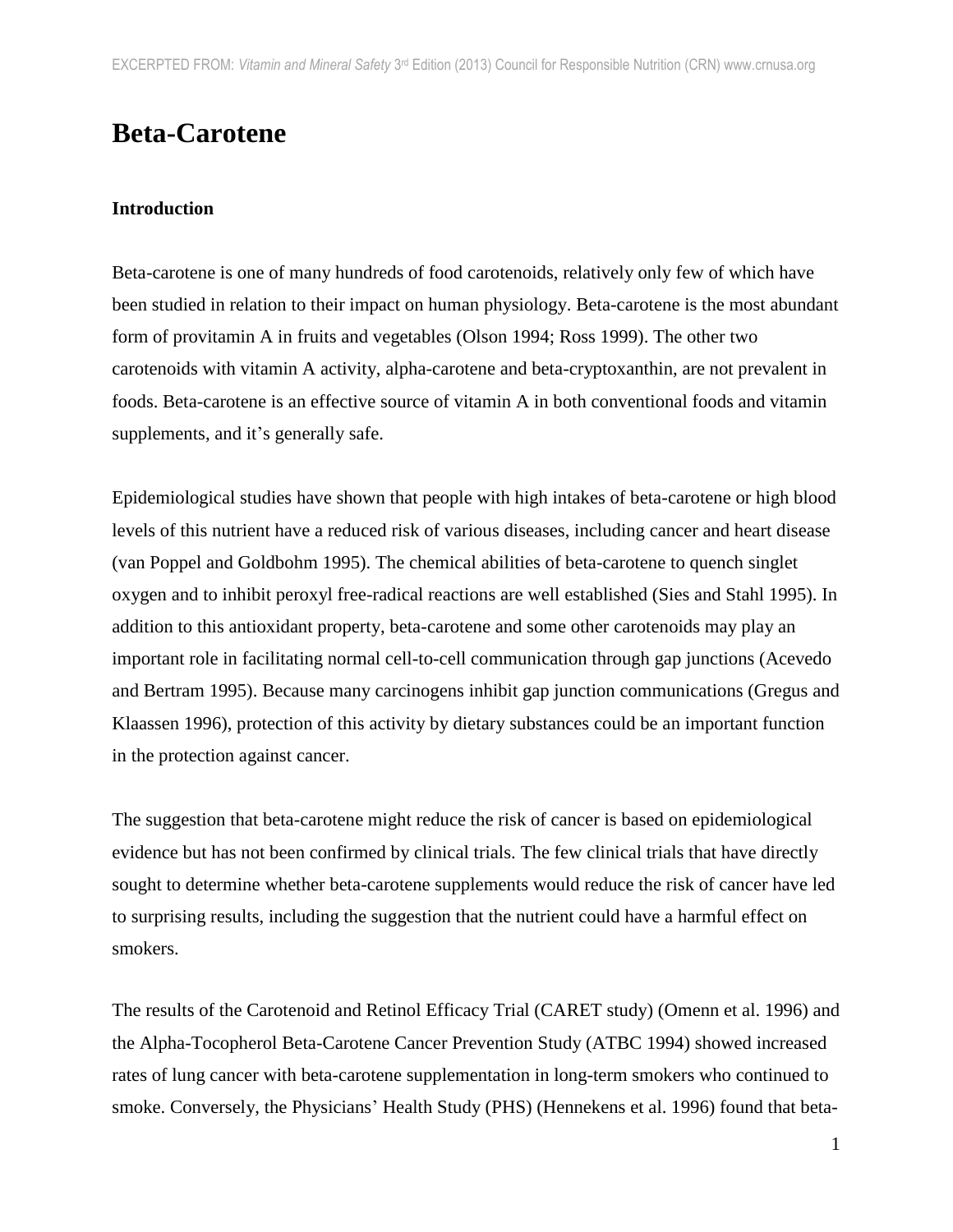# Beta-Carotene

## Introduction

Beta-carotene is one of many hundreds of food carotenoids, relatively only few of which have been studied in relation to their impact on human physiology. Beta-carotene is the most abundant form of provitamin A in fruits and vegetables (Olson 1994; Ross 1999). The other two carotenoids with vitamin A activity, alpha-carotene and beta-cryptoxanthin, are not prevalent in foods. Beta-carotene is an effective source of vitamin A in both conventional foods and vitamin supplements, and it's generally safe.

Epidemiological studies have shown that people with high intakes of beta-carotene or high blood levels of this nutrient have a reduced risk of various diseases, including cancer and heart disease (van Poppel and Goldbohm 1995). The chemical abilities of beta-carotene to quench singlet oxygen and to inhibit peroxyl free-radical reactions are well established (Sies and Stahl 1995). In addition to this antioxidant property, beta-carotene and some other carotenoids may play an important role in facilitating normal cell-to-cell communication through gap junctions (Acevedo and Bertram 1995). Because many carcinogens inhibit gap junction communications (Gregus and Klaassen 1996), protection of this activity by dietary substances could be an important function in the protection against cancer.

The suggestion that beta-carotene might reduce the risk of cancer is based on epidemiological evidence but has not been confirmed by clinical trials. The few clinical trials that have directly sought to determine whether beta-carotene supplements would reduce the risk of cancer have led to surprising results, including the suggestion that the nutrient could have a harmful effect on smokers.

The results of the Carotenoid and Retinol Efficacy Trial (CARET study) (Omenn et al. 1996) and the Alpha-Tocopherol Beta-Carotene Cancer Prevention Study (ATBC 1994) showed increased rates of lung cancer with beta-carotene supplementation in long-term smokers who continued to smoke. Conversely, the Physicians' Health Study (PHS) (Hennekens et al. 1996) found that beta-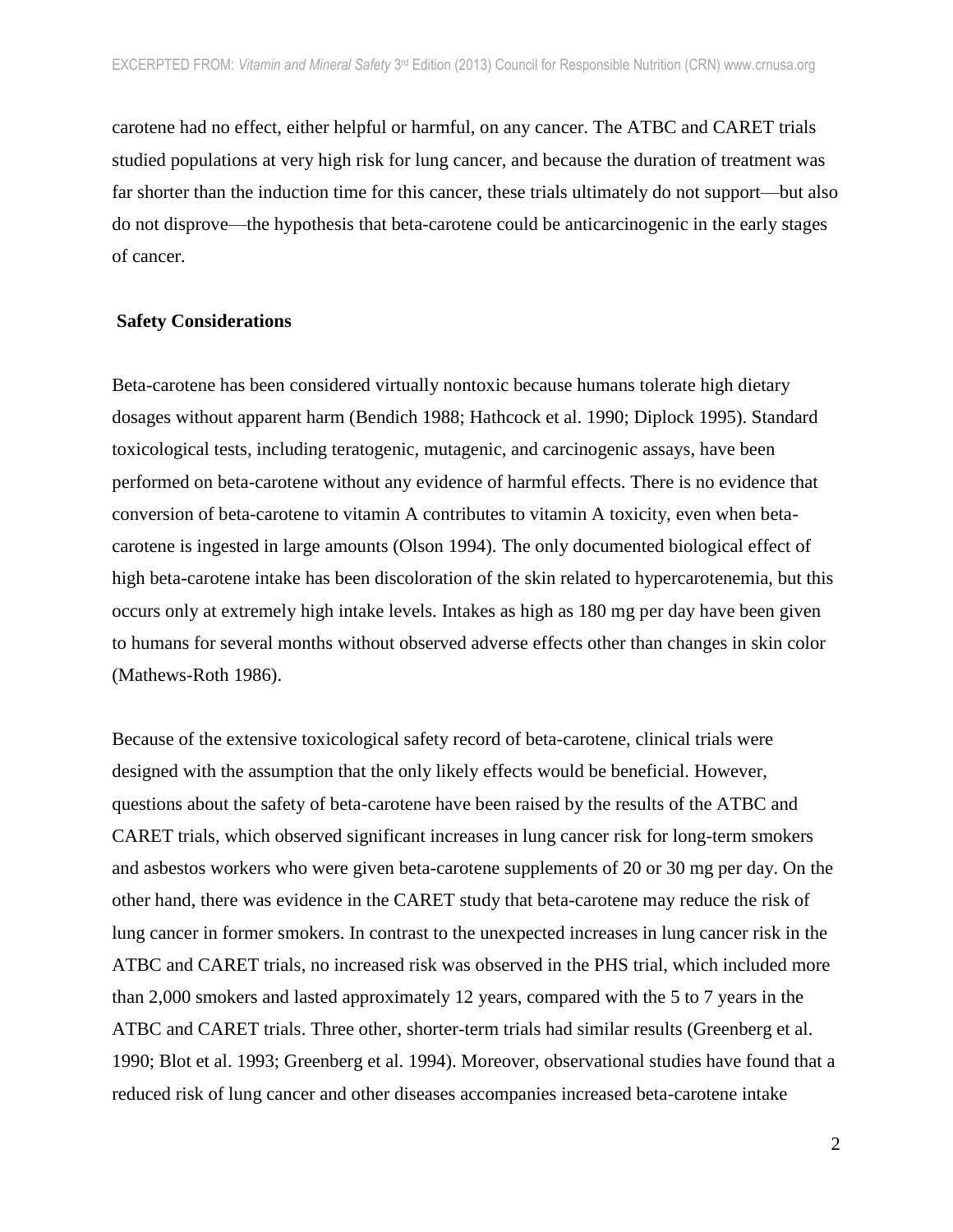carotene had no effect, either helpful or harmful, on any cancer. The ATBC and CARET trials studied populations at very high risk for lung cancer, and because the duration of treatment was far shorter than the induction time for this cancer, these trials ultimately do not support—but also do not disprove—the hypothesis that beta-carotene could be anticarcinogenic in the early stages of cancer.

## Safety Considerations

Beta-carotene has been considered virtually nontoxic because humans tolerate high dietary dosages without apparent harm (Bendich 1988; Hathcock et al. 1990; Diplock 1995). Standard toxicological tests, including teratogenic, mutagenic, and carcinogenic assays, have been performed on beta-carotene without any evidence of harmful effects. There is no evidence that conversion of beta-carotene to vitamin A contributes to vitamin A toxicity, even when beta-carotene is ingested in large amounts (Olson 1994). The only documented biological effect of high beta-carotene intake has been discoloration of the skin related to hypercarotenemia, but this occurs only at extremely high intake levels. Intakes as high as 180 mg per day have been given to humans for several months without observed adverse effects other than changes in skin color (Mathews-Roth 1986).

Because of the extensive toxicological safety record of beta-carotene, clinical trials were designed with the assumption that the only likely effects would be beneficial. However, questions about the safety of beta-carotene have been raised by the results of the ATBC and CARET trials, which observed significant increases in lung cancer risk for long-term smokers and asbestos workers who were given beta-carotene supplements of 20 or 30 mg per day. On the other hand, there was evidence in the CARET study that beta-carotene may reduce the risk of lung cancer in former smokers. In contrast to the unexpected increases in lung cancer risk in the ATBC and CARET trials, no increased risk was observed in the PHS trial, which included more than 2,000 smokers and lasted approximately 12 years, compared with the 5 to 7 years in the ATBC and CARET trials. Three other, shorter-term trials had similar results (Greenberg et al. 1990; Blot et al. 1993; Greenberg et al. 1994). Moreover, observational studies have found that a reduced risk of lung cancer and other diseases accompanies increased beta-carotene intake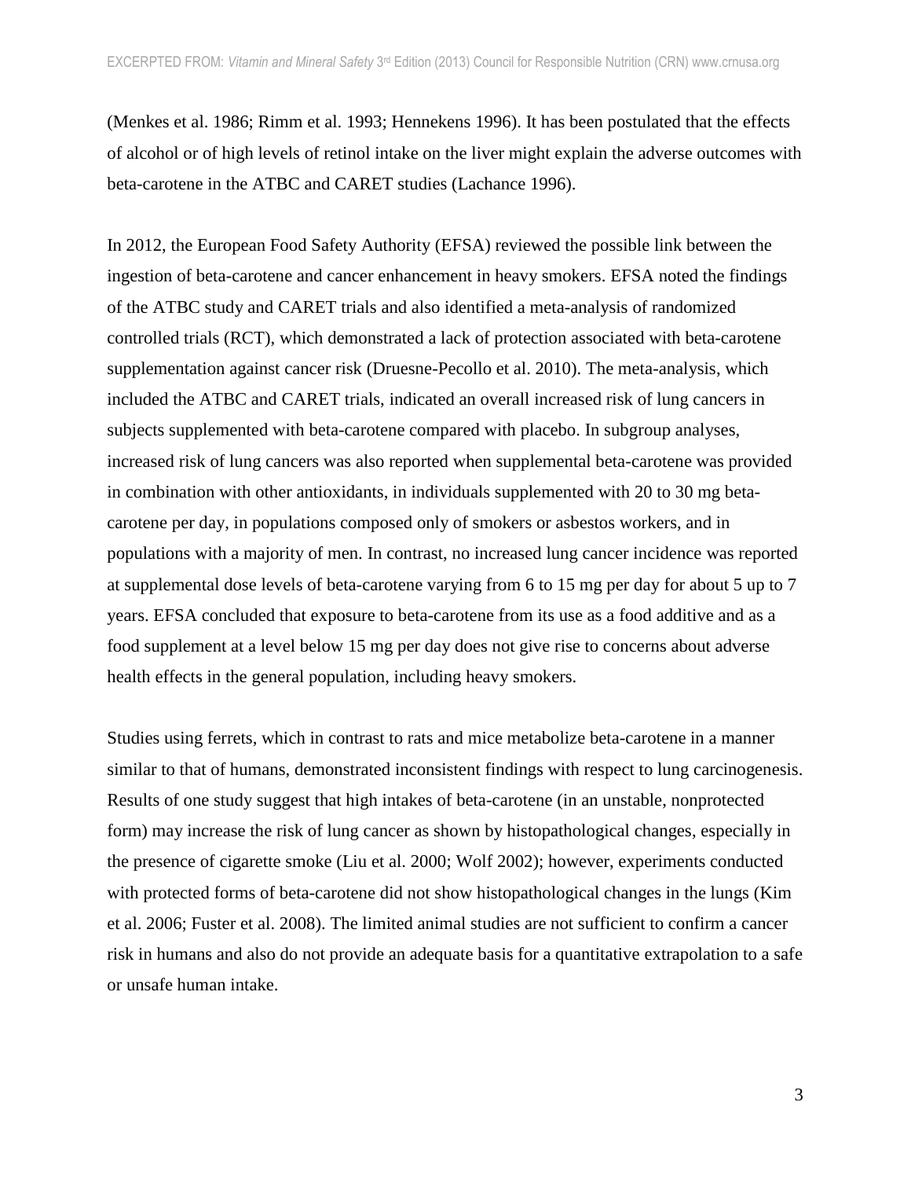(Menkes et al. 1986; Rimm et al. 1993; Hennekens 1996). It has been postulated that the effects of alcohol or of high levels of retinol intake on the liver might explain the adverse outcomes with beta-carotene in the ATBC and CARET studies (Lachance 1996).

In 2012, the European Food Safety Authority (EFSA) reviewed the possible link between the ingestion of beta-carotene and cancer enhancement in heavy smokers. EFSA noted the findings of the ATBC study and CARET trials and also identified a meta-analysis of randomized controlled trials (RCT), which demonstrated a lack of protection associated with beta-carotene supplementation against cancer risk (Druesne-Pecollo et al. 2010). The meta-analysis, which included the ATBC and CARET trials, indicated an overall increased risk of lung cancers in subjects supplemented with beta-carotene compared with placebo. In subgroup analyses, increased risk of lung cancers was also reported when supplemental beta-carotene was provided in combination with other antioxidants, in individuals supplemented with 20 to 30 mg beta-carotene per day, in populations composed only of smokers or asbestos workers, and in populations with a majority of men. In contrast, no increased lung cancer incidence was reported at supplemental dose levels of beta-carotene varying from 6 to 15 mg per day for about 5 up to 7 years. EFSA concluded that exposure to beta-carotene from its use as a food additive and as a food supplement at a level below 15 mg per day does not give rise to concerns about adverse health effects in the general population, including heavy smokers.

Studies using ferrets, which in contrast to rats and mice metabolize beta-carotene in a manner similar to that of humans, demonstrated inconsistent findings with respect to lung carcinogenesis. Results of one study suggest that high intakes of beta-carotene (in an unstable, nonprotected form) may increase the risk of lung cancer as shown by histopathological changes, especially in the presence of cigarette smoke (Liu et al. 2000; Wolf 2002); however, experiments conducted with protected forms of beta-carotene did not show histopathological changes in the lungs (Kim et al. 2006; Fuster et al. 2008). The limited animal studies are not sufficient to confirm a cancer risk in humans and also do not provide an adequate basis for a quantitative extrapolation to a safe or unsafe human intake.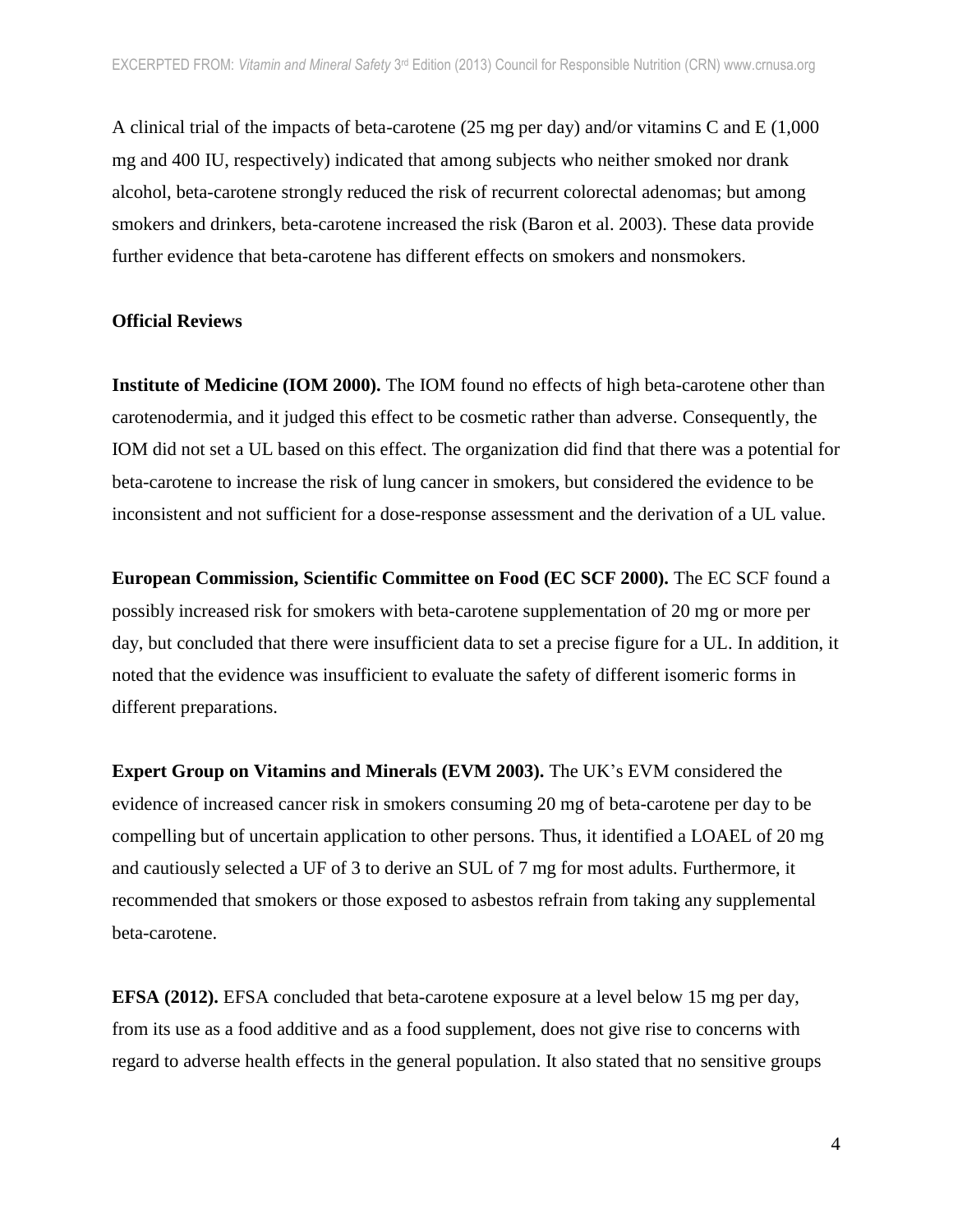A clinical trial of the impacts of beta-carotene (25 mg per day) and/or vitamins C and E (1,000 mg and 400 IU, respectively) indicated that among subjects who neither smoked nor drank alcohol, beta-carotene strongly reduced the risk of recurrent colorectal adenomas; but among smokers and drinkers, beta-carotene increased the risk (Baron et al. 2003). These data provide further evidence that beta-carotene has different effects on smokers and nonsmokers.

**Official Reviews**

**Institute of Medicine (IOM 2000).** The IOM found no effects of high beta-carotene other than carotenodermia, and it judged this effect to be cosmetic rather than adverse. Consequently, the IOM did not set a UL based on this effect. The organization did find that there was a potential for beta-carotene to increase the risk of lung cancer in smokers, but considered the evidence to be inconsistent and not sufficient for a dose-response assessment and the derivation of a UL value.

**European Commission, Scientific Committee on Food (EC SCF 2000).** The EC SCF found a possibly increased risk for smokers with beta-carotene supplementation of 20 mg or more per day, but concluded that there were insufficient data to set a precise figure for a UL. In addition, it noted that the evidence was insufficient to evaluate the safety of different isomeric forms in different preparations.

**Expert Group on Vitamins and Minerals (EVM 2003).** The UK's EVM considered the evidence of increased cancer risk in smokers consuming 20 mg of beta-carotene per day to be compelling but of uncertain application to other persons. Thus, it identified a LOAEL of 20 mg and cautiously selected a UF of 3 to derive an SUL of 7 mg for most adults. Furthermore, it recommended that smokers or those exposed to asbestos refrain from taking any supplemental beta-carotene.

**EFSA (2012).** EFSA concluded that beta-carotene exposure at a level below 15 mg per day, from its use as a food additive and as a food supplement, does not give rise to concerns with regard to adverse health effects in the general population. It also stated that no sensitive groups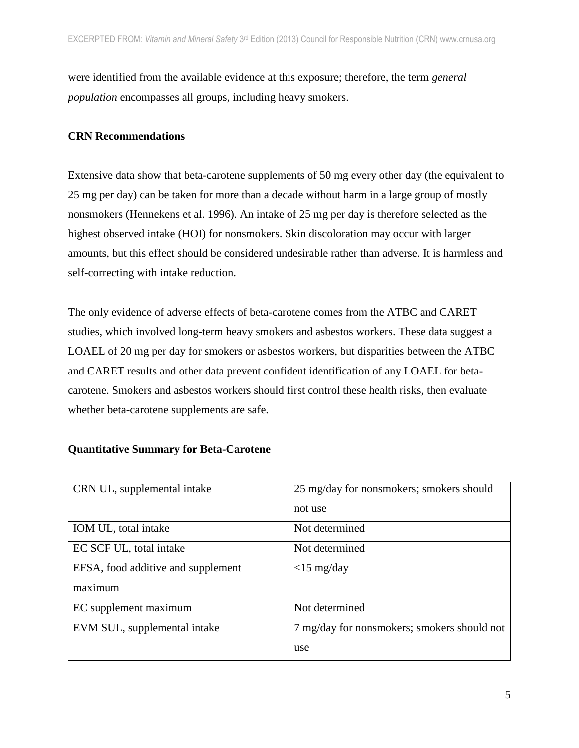were identified from the available evidence at this exposure; therefore, the term *general population* encompasses all groups, including heavy smokers.

**CRN Recommendations**

Extensive data show that beta-carotene supplements of 50 mg every other day (the equivalent to 25 mg per day) can be taken for more than a decade without harm in a large group of mostly nonsmokers (Hennekens et al. 1996). An intake of 25 mg per day is therefore selected as the highest observed intake (HOI) for nonsmokers. Skin discoloration may occur with larger amounts, but this effect should be considered undesirable rather than adverse. It is harmless and self-correcting with intake reduction.

The only evidence of adverse effects of beta-carotene comes from the ATBC and CARET studies, which involved long-term heavy smokers and asbestos workers. These data suggest a LOAEL of 20 mg per day for smokers or asbestos workers, but disparities between the ATBC and CARET results and other data prevent confident identification of any LOAEL for beta-carotene. Smokers and asbestos workers should first control these health risks, then evaluate whether beta-carotene supplements are safe.

**Quantitative Summary for Beta-Carotene**

| | |
|---|---|
| CRN UL, supplemental intake | 25 mg/day for nonsmokers; smokers should not use |
| IOM UL, total intake | Not determined |
| EC SCF UL, total intake | Not determined |
| EFSA, food additive and supplement maximum | <15 mg/day |
| EC supplement maximum | Not determined |
| EVM SUL, supplemental intake | 7 mg/day for nonsmokers; smokers should not use |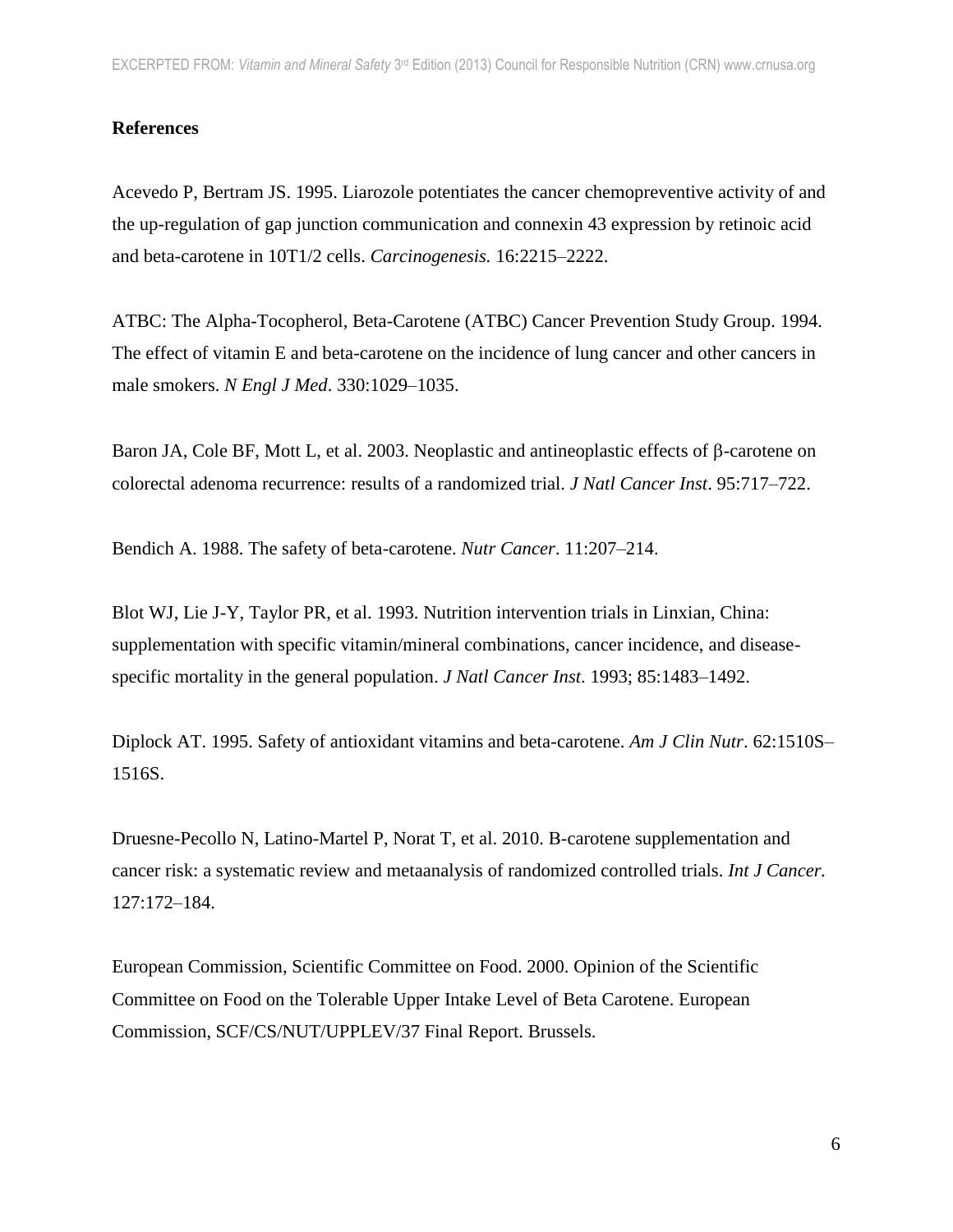**References**

Acevedo P, Bertram JS. 1995. Liarozole potentiates the cancer chemopreventive activity of and the up-regulation of gap junction communication and connexin 43 expression by retinoic acid and beta-carotene in 10T1/2 cells. *Carcinogenesis.* 16:2215–2222.

ATBC: The Alpha-Tocopherol, Beta-Carotene (ATBC) Cancer Prevention Study Group. 1994. The effect of vitamin E and beta-carotene on the incidence of lung cancer and other cancers in male smokers. *N Engl J Med*. 330:1029–1035.

Baron JA, Cole BF, Mott L, et al. 2003. Neoplastic and antineoplastic effects of β-carotene on colorectal adenoma recurrence: results of a randomized trial. *J Natl Cancer Inst*. 95:717–722.

Bendich A. 1988. The safety of beta-carotene. *Nutr Cancer*. 11:207–214.

Blot WJ, Lie J-Y, Taylor PR, et al. 1993. Nutrition intervention trials in Linxian, China: supplementation with specific vitamin/mineral combinations, cancer incidence, and disease-specific mortality in the general population. *J Natl Cancer Inst*. 1993; 85:1483–1492.

Diplock AT. 1995. Safety of antioxidant vitamins and beta-carotene. *Am J Clin Nutr*. 62:1510S–1516S.

Druesne-Pecollo N, Latino-Martel P, Norat T, et al. 2010. B-carotene supplementation and cancer risk: a systematic review and metaanalysis of randomized controlled trials. *Int J Cancer.* 127:172–184.

European Commission, Scientific Committee on Food. 2000. Opinion of the Scientific Committee on Food on the Tolerable Upper Intake Level of Beta Carotene. European Commission, SCF/CS/NUT/UPPLEV/37 Final Report. Brussels.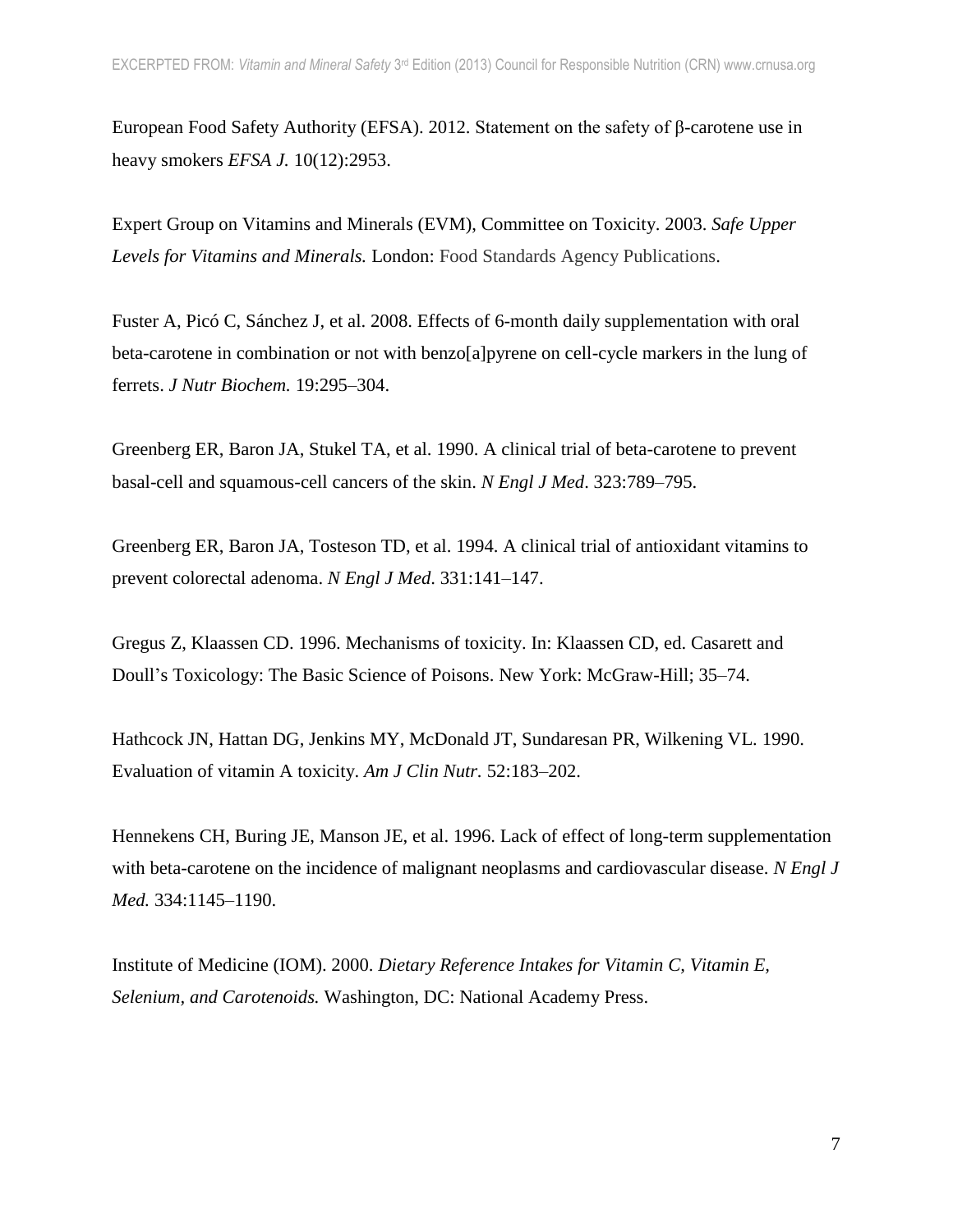European Food Safety Authority (EFSA). 2012. Statement on the safety of β-carotene use in heavy smokers *EFSA J.* 10(12):2953.

Expert Group on Vitamins and Minerals (EVM), Committee on Toxicity. 2003. *Safe Upper Levels for Vitamins and Minerals.* London: Food Standards Agency Publications.

Fuster A, Picó C, Sánchez J, et al. 2008. Effects of 6-month daily supplementation with oral beta-carotene in combination or not with benzo[a]pyrene on cell-cycle markers in the lung of ferrets. *J Nutr Biochem.* 19:295–304.

Greenberg ER, Baron JA, Stukel TA, et al. 1990. A clinical trial of beta-carotene to prevent basal-cell and squamous-cell cancers of the skin. *N Engl J Med*. 323:789–795.

Greenberg ER, Baron JA, Tosteson TD, et al. 1994. A clinical trial of antioxidant vitamins to prevent colorectal adenoma. *N Engl J Med*. 331:141–147.

Gregus Z, Klaassen CD. 1996. Mechanisms of toxicity. In: Klaassen CD, ed. Casarett and Doull's Toxicology: The Basic Science of Poisons. New York: McGraw-Hill; 35–74.

Hathcock JN, Hattan DG, Jenkins MY, McDonald JT, Sundaresan PR, Wilkening VL. 1990. Evaluation of vitamin A toxicity. *Am J Clin Nutr.* 52:183–202.

Hennekens CH, Buring JE, Manson JE, et al. 1996. Lack of effect of long-term supplementation with beta-carotene on the incidence of malignant neoplasms and cardiovascular disease. *N Engl J Med.* 334:1145–1190.

Institute of Medicine (IOM). 2000. *Dietary Reference Intakes for Vitamin C, Vitamin E, Selenium, and Carotenoids.* Washington, DC: National Academy Press.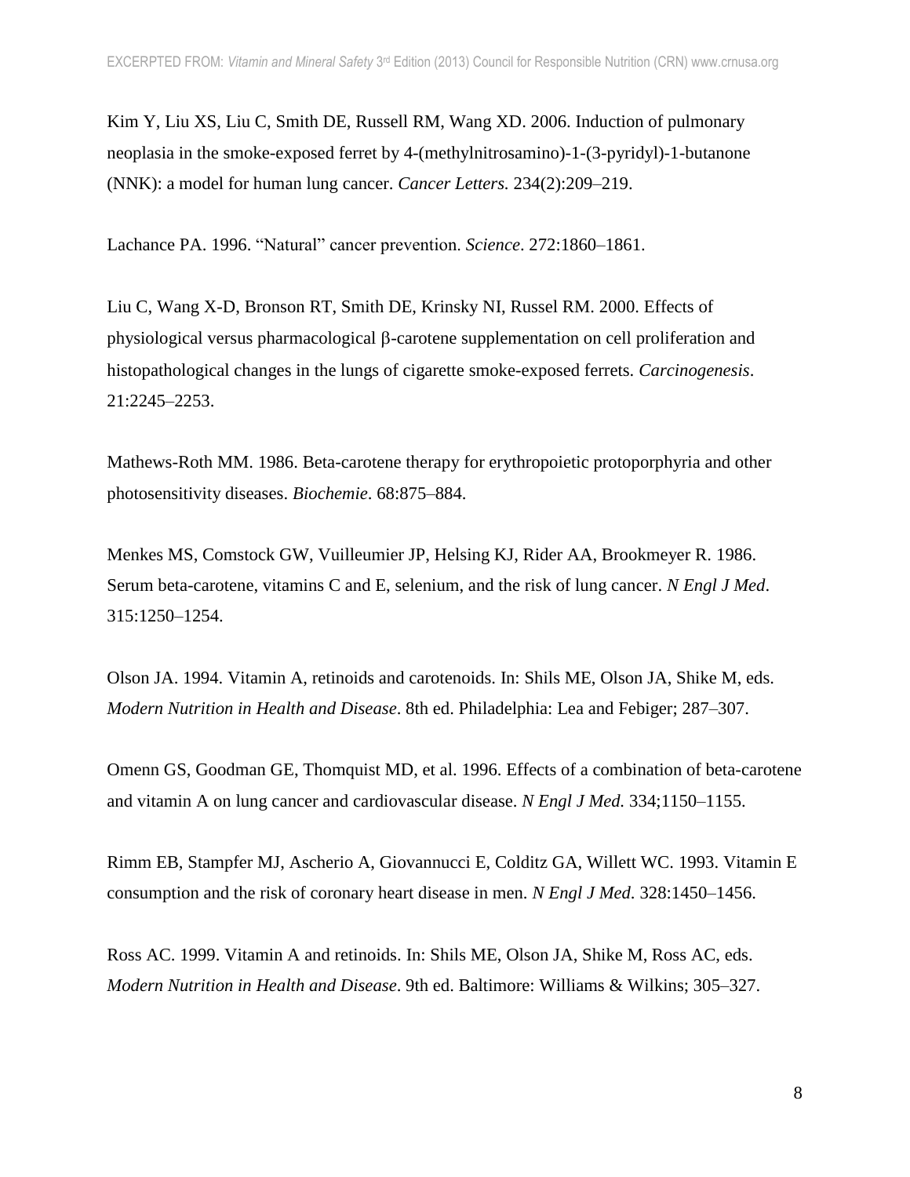Kim Y, Liu XS, Liu C, Smith DE, Russell RM, Wang XD. 2006. Induction of pulmonary neoplasia in the smoke-exposed ferret by 4-(methylnitrosamino)-1-(3-pyridyl)-1-butanone (NNK): a model for human lung cancer. *Cancer Letters*. 234(2):209–219.

Lachance PA. 1996. "Natural" cancer prevention. *Science*. 272:1860–1861.

Liu C, Wang X-D, Bronson RT, Smith DE, Krinsky NI, Russel RM. 2000. Effects of physiological versus pharmacological β-carotene supplementation on cell proliferation and histopathological changes in the lungs of cigarette smoke-exposed ferrets. *Carcinogenesis*. 21:2245–2253.

Mathews-Roth MM. 1986. Beta-carotene therapy for erythropoietic protoporphyria and other photosensitivity diseases. *Biochemie*. 68:875–884.

Menkes MS, Comstock GW, Vuilleumier JP, Helsing KJ, Rider AA, Brookmeyer R. 1986. Serum beta-carotene, vitamins C and E, selenium, and the risk of lung cancer. *N Engl J Med*. 315:1250–1254.

Olson JA. 1994. Vitamin A, retinoids and carotenoids. In: Shils ME, Olson JA, Shike M, eds. *Modern Nutrition in Health and Disease*. 8th ed. Philadelphia: Lea and Febiger; 287–307.

Omenn GS, Goodman GE, Thomquist MD, et al. 1996. Effects of a combination of beta-carotene and vitamin A on lung cancer and cardiovascular disease. *N Engl J Med.* 334;1150–1155.

Rimm EB, Stampfer MJ, Ascherio A, Giovannucci E, Colditz GA, Willett WC. 1993. Vitamin E consumption and the risk of coronary heart disease in men. *N Engl J Med*. 328:1450–1456.

Ross AC. 1999. Vitamin A and retinoids. In: Shils ME, Olson JA, Shike M, Ross AC, eds. *Modern Nutrition in Health and Disease*. 9th ed. Baltimore: Williams & Wilkins; 305–327.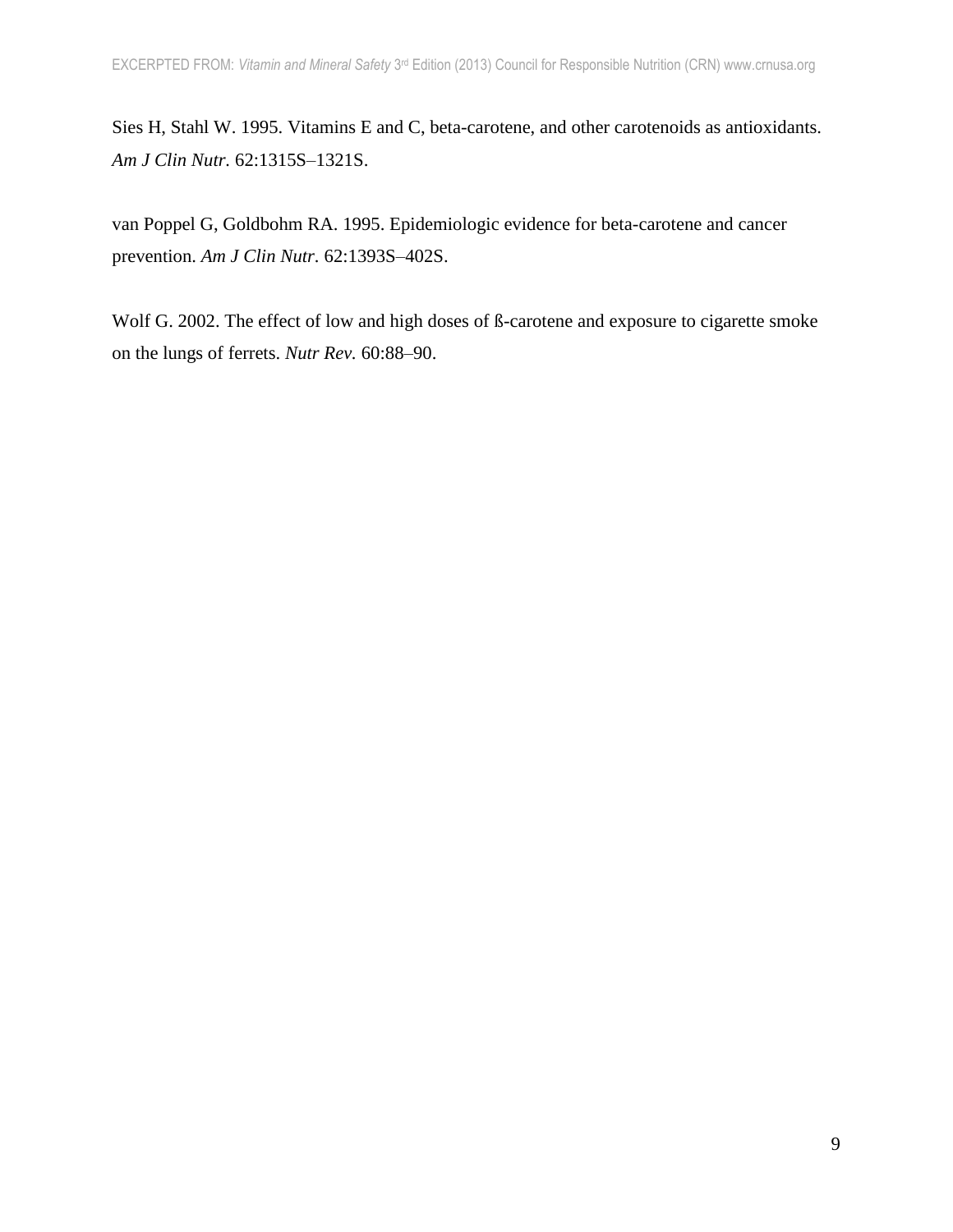Sies H, Stahl W. 1995. Vitamins E and C, beta-carotene, and other carotenoids as antioxidants. *Am J Clin Nutr.* 62:1315S–1321S.

van Poppel G, Goldbohm RA. 1995. Epidemiologic evidence for beta-carotene and cancer prevention. *Am J Clin Nutr*. 62:1393S–402S.

Wolf G. 2002. The effect of low and high doses of ß-carotene and exposure to cigarette smoke on the lungs of ferrets. *Nutr Rev.* 60:88–90.